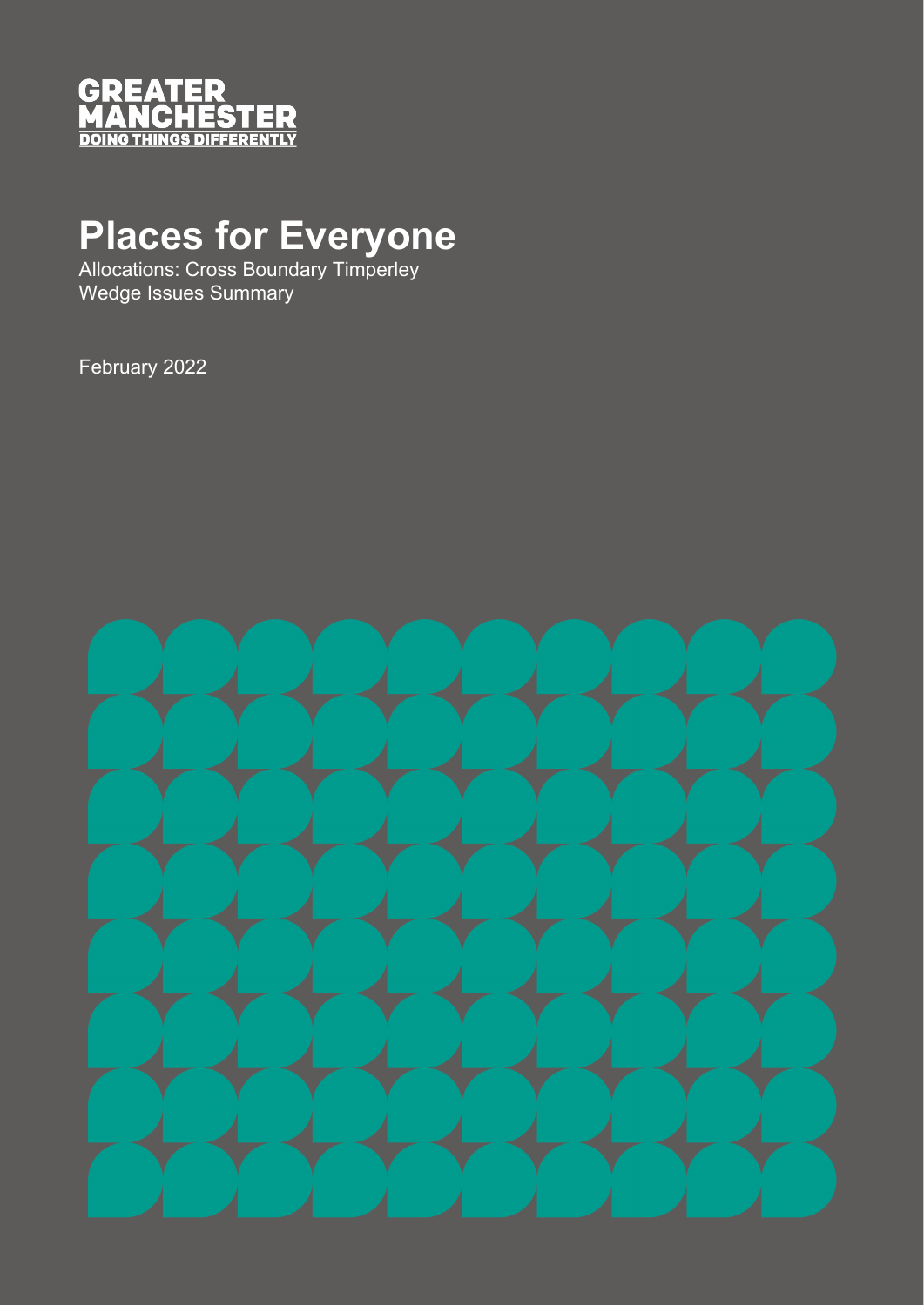GREATER MANCHESTER
DOING THINGS DIFFERENTLY

# Places for Everyone

Allocations: Cross Boundary Timperley Wedge Issues Summary

February 2022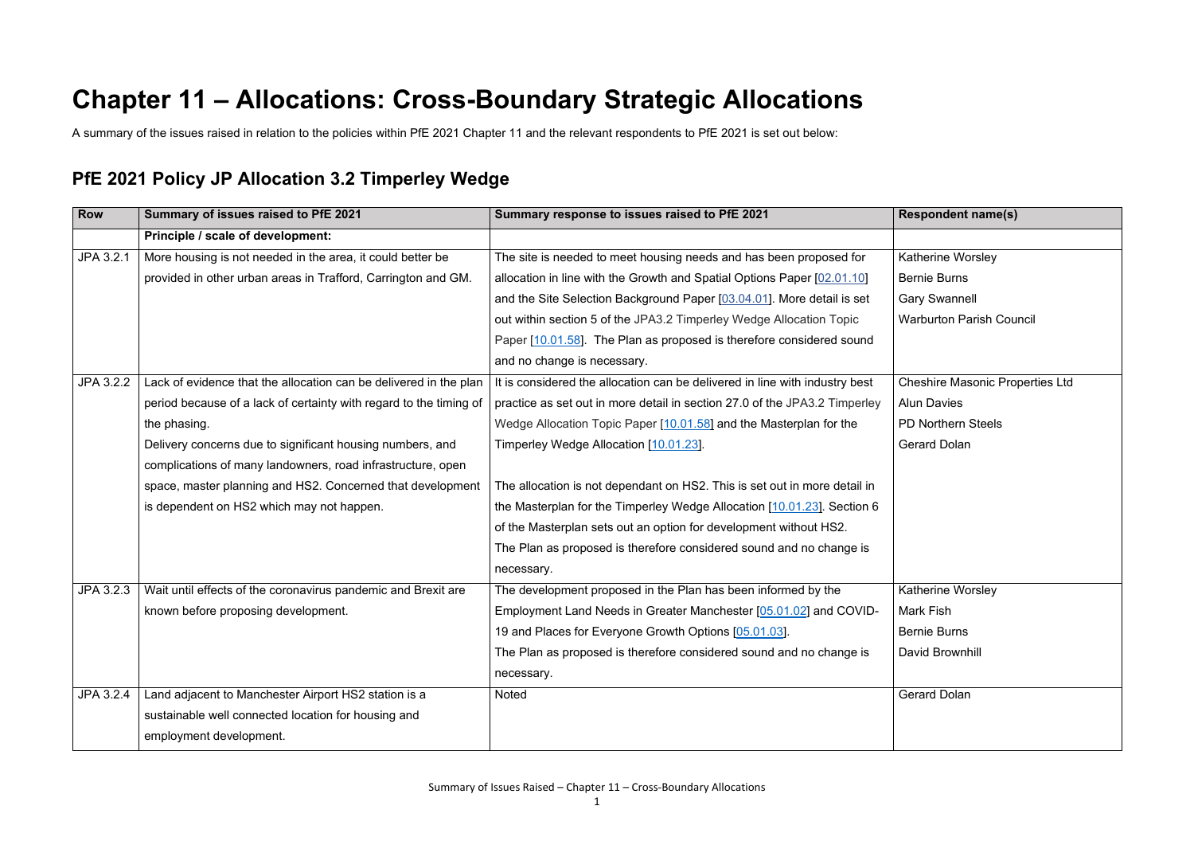# Chapter 11 – Allocations: Cross-Boundary Strategic Allocations

A summary of the issues raised in relation to the policies within PfE 2021 Chapter 11 and the relevant respondents to PfE 2021 is set out below:

## PfE 2021 Policy JP Allocation 3.2 Timperley Wedge

| Row | Summary of issues raised to PfE 2021 | Summary response to issues raised to PfE 2021 | Respondent name(s) |
|---|---|---|---|
| | **Principle / scale of development:** | | |
| JPA 3.2.1 | More housing is not needed in the area, it could better be provided in other urban areas in Trafford, Carrington and GM. | The site is needed to meet housing needs and has been proposed for allocation in line with the Growth and Spatial Options Paper [02.01.10] and the Site Selection Background Paper [03.04.01]. More detail is set out within section 5 of the JPA3.2 Timperley Wedge Allocation Topic Paper [10.01.58]. The Plan as proposed is therefore considered sound and no change is necessary. | Katherine Worsley<br>Bernie Burns<br>Gary Swannell<br>Warburton Parish Council |
| JPA 3.2.2 | Lack of evidence that the allocation can be delivered in the plan period because of a lack of certainty with regard to the timing of the phasing.<br>Delivery concerns due to significant housing numbers, and complications of many landowners, road infrastructure, open space, master planning and HS2. Concerned that development is dependent on HS2 which may not happen. | It is considered the allocation can be delivered in line with industry best practice as set out in more detail in section 27.0 of the JPA3.2 Timperley Wedge Allocation Topic Paper [10.01.58] and the Masterplan for the Timperley Wedge Allocation [10.01.23].<br><br>The allocation is not dependant on HS2. This is set out in more detail in the Masterplan for the Timperley Wedge Allocation [10.01.23]. Section 6 of the Masterplan sets out an option for development without HS2. The Plan as proposed is therefore considered sound and no change is necessary. | Cheshire Masonic Properties Ltd<br>Alun Davies<br>PD Northern Steels<br>Gerard Dolan |
| JPA 3.2.3 | Wait until effects of the coronavirus pandemic and Brexit are known before proposing development. | The development proposed in the Plan has been informed by the Employment Land Needs in Greater Manchester [05.01.02] and COVID-19 and Places for Everyone Growth Options [05.01.03].<br>The Plan as proposed is therefore considered sound and no change is necessary. | Katherine Worsley<br>Mark Fish<br>Bernie Burns<br>David Brownhill |
| JPA 3.2.4 | Land adjacent to Manchester Airport HS2 station is a sustainable well connected location for housing and employment development. | Noted | Gerard Dolan |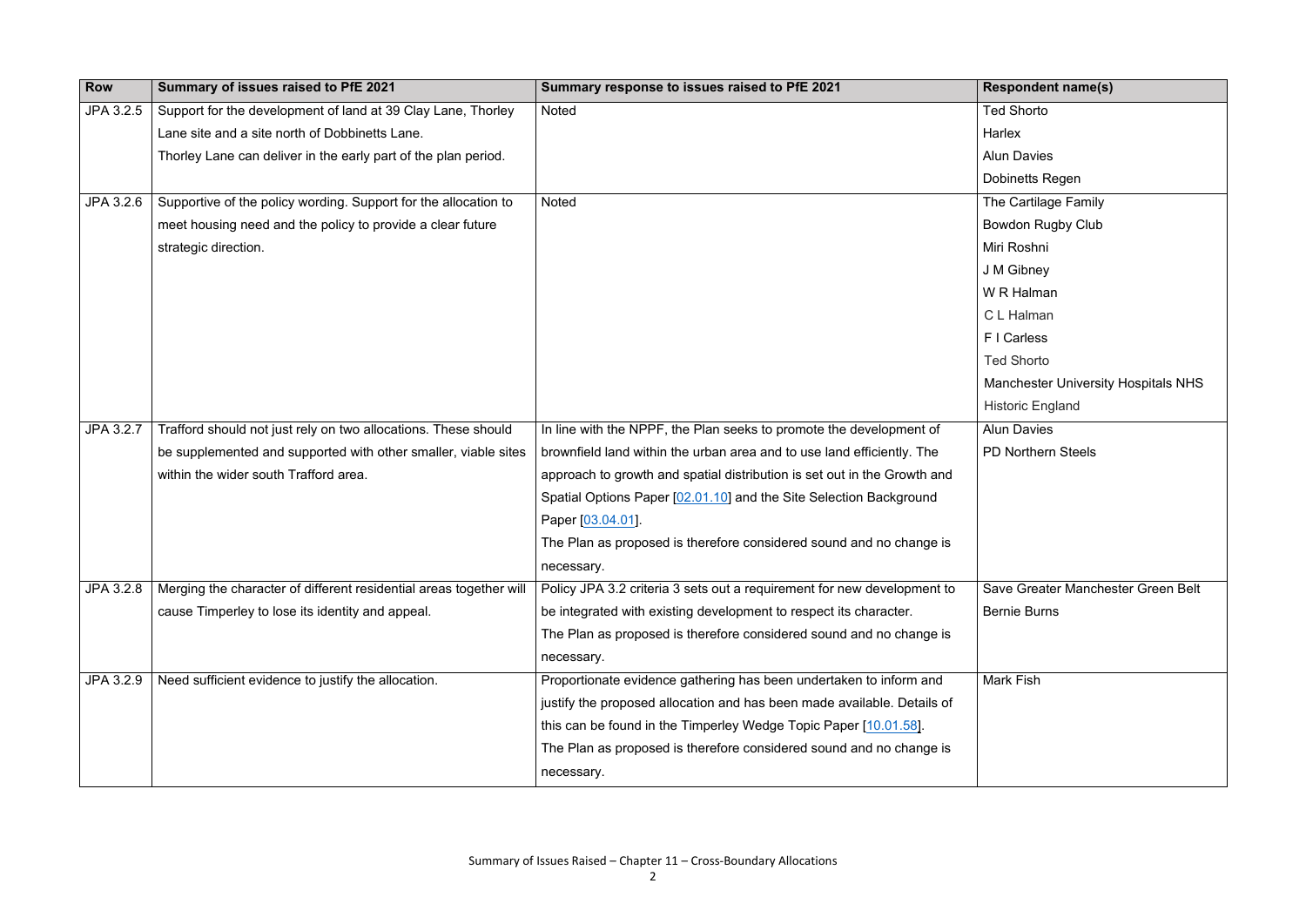| Row | Summary of issues raised to PfE 2021 | Summary response to issues raised to PfE 2021 | Respondent name(s) |
|---|---|---|---|
| JPA 3.2.5 | Support for the development of land at 39 Clay Lane, Thorley Lane site and a site north of Dobbinetts Lane.<br>Thorley Lane can deliver in the early part of the plan period. | Noted | Ted Shorto<br>Harlex<br>Alun Davies<br>Dobinetts Regen |
| JPA 3.2.6 | Supportive of the policy wording. Support for the allocation to meet housing need and the policy to provide a clear future strategic direction. | Noted | The Cartilage Family<br>Bowdon Rugby Club<br>Miri Roshni<br>J M Gibney<br>W R Halman<br>C L Halman<br>F I Carless<br>Ted Shorto<br>Manchester University Hospitals NHS<br>Historic England |
| JPA 3.2.7 | Trafford should not just rely on two allocations. These should be supplemented and supported with other smaller, viable sites within the wider south Trafford area. | In line with the NPPF, the Plan seeks to promote the development of brownfield land within the urban area and to use land efficiently. The approach to growth and spatial distribution is set out in the Growth and Spatial Options Paper [02.01.10] and the Site Selection Background Paper [03.04.01].<br>The Plan as proposed is therefore considered sound and no change is necessary. | Alun Davies<br>PD Northern Steels |
| JPA 3.2.8 | Merging the character of different residential areas together will cause Timperley to lose its identity and appeal. | Policy JPA 3.2 criteria 3 sets out a requirement for new development to be integrated with existing development to respect its character.<br>The Plan as proposed is therefore considered sound and no change is necessary. | Save Greater Manchester Green Belt<br>Bernie Burns |
| JPA 3.2.9 | Need sufficient evidence to justify the allocation. | Proportionate evidence gathering has been undertaken to inform and justify the proposed allocation and has been made available. Details of this can be found in the Timperley Wedge Topic Paper [10.01.58].<br>The Plan as proposed is therefore considered sound and no change is necessary. | Mark Fish |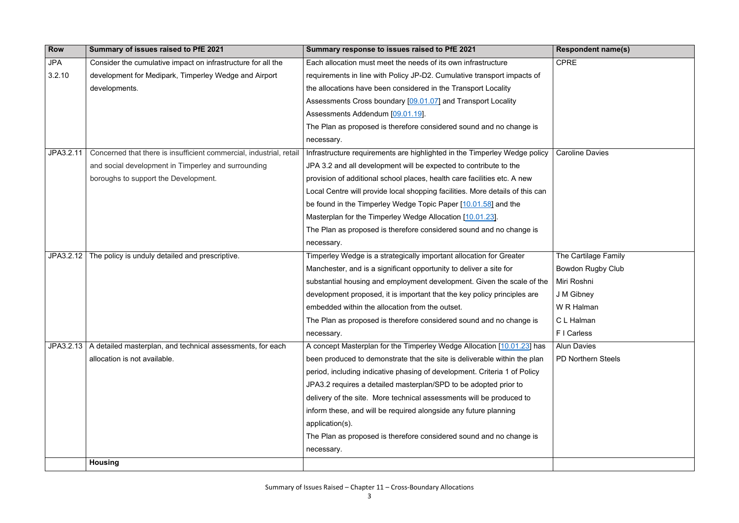| Row | Summary of issues raised to PfE 2021 | Summary response to issues raised to PfE 2021 | Respondent name(s) |
|---|---|---|---|
| JPA 3.2.10 | Consider the cumulative impact on infrastructure for all the development for Medipark, Timperley Wedge and Airport developments. | Each allocation must meet the needs of its own infrastructure requirements in line with Policy JP-D2. Cumulative transport impacts of the allocations have been considered in the Transport Locality Assessments Cross boundary [09.01.07] and Transport Locality Assessments Addendum [09.01.19].<br>The Plan as proposed is therefore considered sound and no change is necessary. | CPRE |
| JPA3.2.11 | Concerned that there is insufficient commercial, industrial, retail and social development in Timperley and surrounding boroughs to support the Development. | Infrastructure requirements are highlighted in the Timperley Wedge policy JPA 3.2 and all development will be expected to contribute to the provision of additional school places, health care facilities etc. A new Local Centre will provide local shopping facilities. More details of this can be found in the Timperley Wedge Topic Paper [10.01.58] and the Masterplan for the Timperley Wedge Allocation [10.01.23].<br>The Plan as proposed is therefore considered sound and no change is necessary. | Caroline Davies |
| JPA3.2.12 | The policy is unduly detailed and prescriptive. | Timperley Wedge is a strategically important allocation for Greater Manchester, and is a significant opportunity to deliver a site for substantial housing and employment development. Given the scale of the development proposed, it is important that the key policy principles are embedded within the allocation from the outset.<br>The Plan as proposed is therefore considered sound and no change is necessary. | The Cartilage Family<br>Bowdon Rugby Club<br>Miri Roshni<br>J M Gibney<br>W R Halman<br>C L Halman<br>F I Carless |
| JPA3.2.13 | A detailed masterplan, and technical assessments, for each allocation is not available. | A concept Masterplan for the Timperley Wedge Allocation [10.01.23] has been produced to demonstrate that the site is deliverable within the plan period, including indicative phasing of development. Criteria 1 of Policy JPA3.2 requires a detailed masterplan/SPD to be adopted prior to delivery of the site. More technical assessments will be produced to inform these, and will be required alongside any future planning application(s).<br>The Plan as proposed is therefore considered sound and no change is necessary. | Alun Davies<br>PD Northern Steels |
| | **Housing** | | |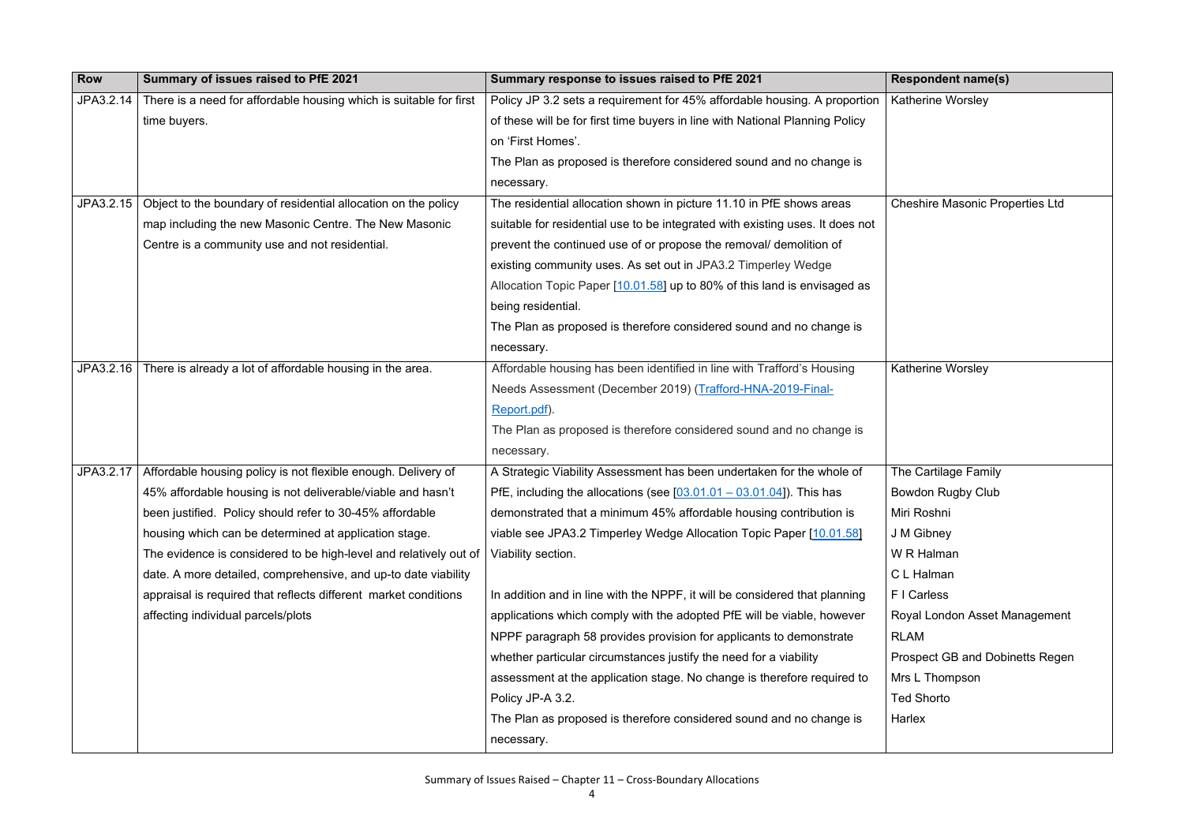| Row | Summary of issues raised to PfE 2021 | Summary response to issues raised to PfE 2021 | Respondent name(s) |
| --- | --- | --- | --- |
| JPA3.2.14 | There is a need for affordable housing which is suitable for first time buyers. | Policy JP 3.2 sets a requirement for 45% affordable housing. A proportion of these will be for first time buyers in line with National Planning Policy on 'First Homes'.<br>The Plan as proposed is therefore considered sound and no change is necessary. | Katherine Worsley |
| JPA3.2.15 | Object to the boundary of residential allocation on the policy map including the new Masonic Centre. The New Masonic Centre is a community use and not residential. | The residential allocation shown in picture 11.10 in PfE shows areas suitable for residential use to be integrated with existing uses. It does not prevent the continued use of or propose the removal/ demolition of existing community uses. As set out in JPA3.2 Timperley Wedge Allocation Topic Paper [10.01.58] up to 80% of this land is envisaged as being residential.<br>The Plan as proposed is therefore considered sound and no change is necessary. | Cheshire Masonic Properties Ltd |
| JPA3.2.16 | There is already a lot of affordable housing in the area. | Affordable housing has been identified in line with Trafford's Housing Needs Assessment (December 2019) (Trafford-HNA-2019-Final-Report.pdf).<br>The Plan as proposed is therefore considered sound and no change is necessary. | Katherine Worsley |
| JPA3.2.17 | Affordable housing policy is not flexible enough. Delivery of 45% affordable housing is not deliverable/viable and hasn't been justified. Policy should refer to 30-45% affordable housing which can be determined at application stage.<br>The evidence is considered to be high-level and relatively out of date. A more detailed, comprehensive, and up-to date viability appraisal is required that reflects different market conditions affecting individual parcels/plots | A Strategic Viability Assessment has been undertaken for the whole of PfE, including the allocations (see [03.01.01 – 03.01.04]). This has demonstrated that a minimum 45% affordable housing contribution is viable see JPA3.2 Timperley Wedge Allocation Topic Paper [10.01.58] Viability section.<br><br>In addition and in line with the NPPF, it will be considered that planning applications which comply with the adopted PfE will be viable, however NPPF paragraph 58 provides provision for applicants to demonstrate whether particular circumstances justify the need for a viability assessment at the application stage. No change is therefore required to Policy JP-A 3.2.<br>The Plan as proposed is therefore considered sound and no change is necessary. | The Cartilage Family<br>Bowdon Rugby Club<br>Miri Roshni<br>J M Gibney<br>W R Halman<br>C L Halman<br>F I Carless<br>Royal London Asset Management<br>RLAM<br>Prospect GB and Dobinetts Regen<br>Mrs L Thompson<br>Ted Shorto<br>Harlex |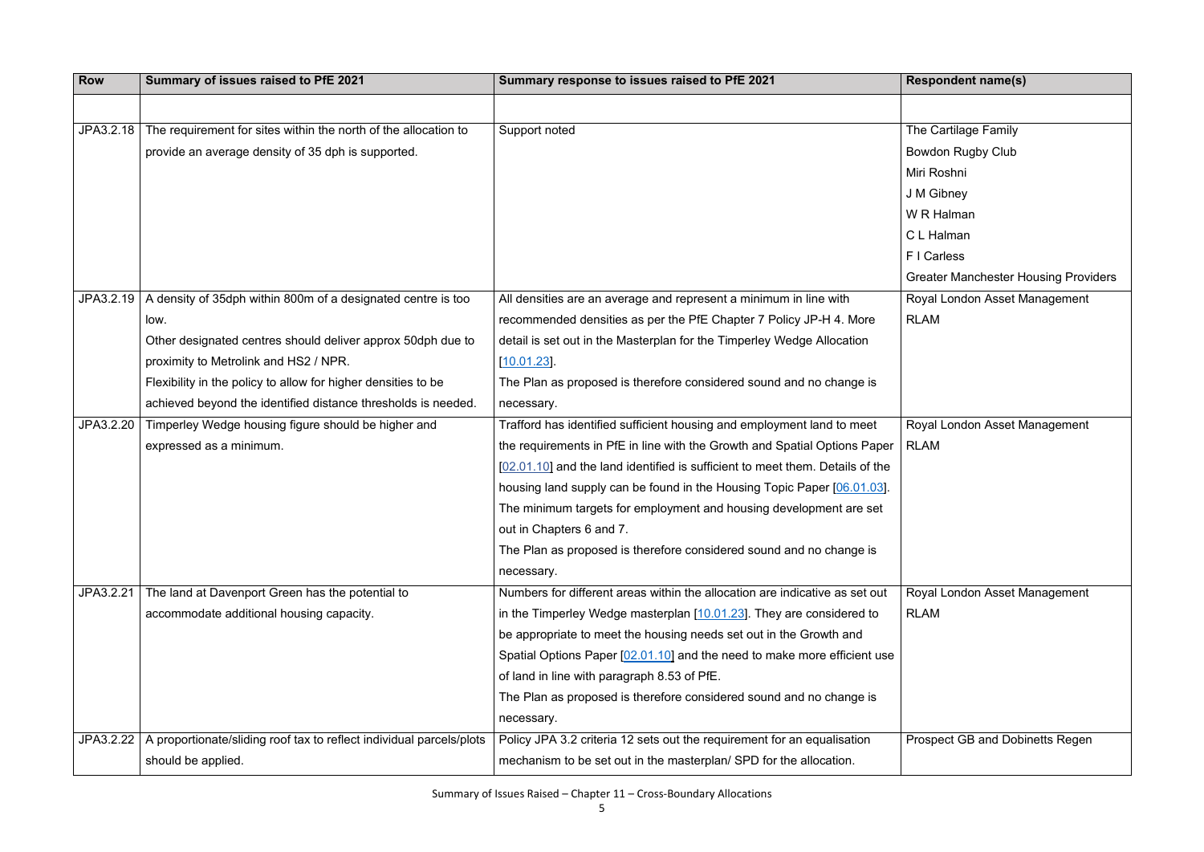| Row | Summary of issues raised to PfE 2021 | Summary response to issues raised to PfE 2021 | Respondent name(s) |
|---|---|---|---|
| | | | |
| JPA3.2.18 | The requirement for sites within the north of the allocation to provide an average density of 35 dph is supported. | Support noted | The Cartilage Family<br>Bowdon Rugby Club<br>Miri Roshni<br>J M Gibney<br>W R Halman<br>C L Halman<br>F I Carless<br>Greater Manchester Housing Providers |
| JPA3.2.19 | A density of 35dph within 800m of a designated centre is too low.<br>Other designated centres should deliver approx 50dph due to proximity to Metrolink and HS2 / NPR.<br>Flexibility in the policy to allow for higher densities to be achieved beyond the identified distance thresholds is needed. | All densities are an average and represent a minimum in line with recommended densities as per the PfE Chapter 7 Policy JP-H 4. More detail is set out in the Masterplan for the Timperley Wedge Allocation [10.01.23].<br>The Plan as proposed is therefore considered sound and no change is necessary. | Royal London Asset Management<br>RLAM |
| JPA3.2.20 | Timperley Wedge housing figure should be higher and expressed as a minimum. | Trafford has identified sufficient housing and employment land to meet the requirements in PfE in line with the Growth and Spatial Options Paper [02.01.10] and the land identified is sufficient to meet them. Details of the housing land supply can be found in the Housing Topic Paper [06.01.03].<br>The minimum targets for employment and housing development are set out in Chapters 6 and 7.<br>The Plan as proposed is therefore considered sound and no change is necessary. | Royal London Asset Management<br>RLAM |
| JPA3.2.21 | The land at Davenport Green has the potential to accommodate additional housing capacity. | Numbers for different areas within the allocation are indicative as set out in the Timperley Wedge masterplan [10.01.23]. They are considered to be appropriate to meet the housing needs set out in the Growth and Spatial Options Paper [02.01.10] and the need to make more efficient use of land in line with paragraph 8.53 of PfE.<br>The Plan as proposed is therefore considered sound and no change is necessary. | Royal London Asset Management<br>RLAM |
| JPA3.2.22 | A proportionate/sliding roof tax to reflect individual parcels/plots should be applied. | Policy JPA 3.2 criteria 12 sets out the requirement for an equalisation mechanism to be set out in the masterplan/ SPD for the allocation. | Prospect GB and Dobinetts Regen |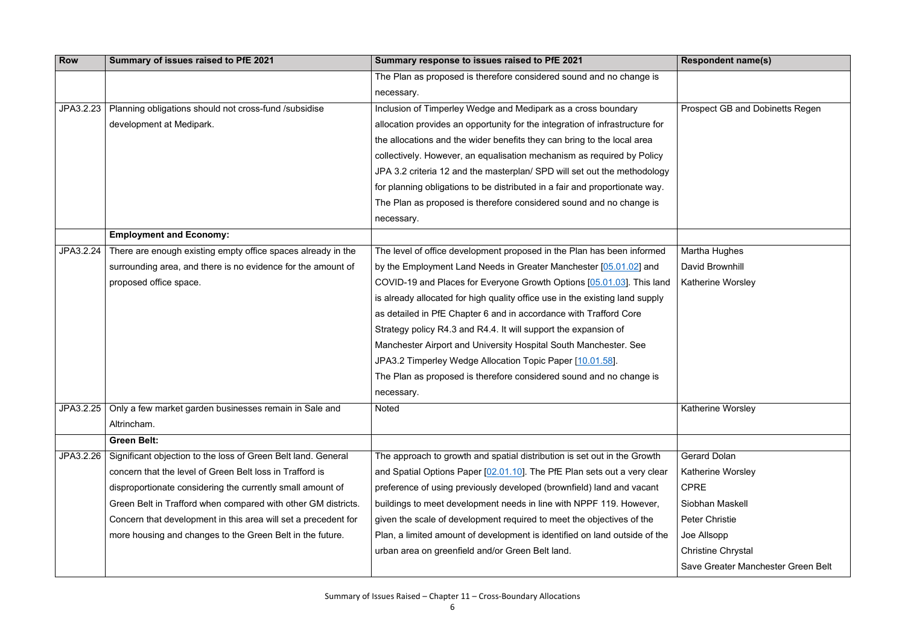| Row | Summary of issues raised to PfE 2021 | Summary response to issues raised to PfE 2021 | Respondent name(s) |
|---|---|---|---|
| | | The Plan as proposed is therefore considered sound and no change is necessary. | |
| JPA3.2.23 | Planning obligations should not cross-fund /subsidise development at Medipark. | Inclusion of Timperley Wedge and Medipark as a cross boundary allocation provides an opportunity for the integration of infrastructure for the allocations and the wider benefits they can bring to the local area collectively. However, an equalisation mechanism as required by Policy JPA 3.2 criteria 12 and the masterplan/ SPD will set out the methodology for planning obligations to be distributed in a fair and proportionate way. The Plan as proposed is therefore considered sound and no change is necessary. | Prospect GB and Dobinetts Regen |
| | **Employment and Economy:** | | |
| JPA3.2.24 | There are enough existing empty office spaces already in the surrounding area, and there is no evidence for the amount of proposed office space. | The level of office development proposed in the Plan has been informed by the Employment Land Needs in Greater Manchester [05.01.02] and COVID-19 and Places for Everyone Growth Options [05.01.03]. This land is already allocated for high quality office use in the existing land supply as detailed in PfE Chapter 6 and in accordance with Trafford Core Strategy policy R4.3 and R4.4. It will support the expansion of Manchester Airport and University Hospital South Manchester. See JPA3.2 Timperley Wedge Allocation Topic Paper [10.01.58]. The Plan as proposed is therefore considered sound and no change is necessary. | Martha Hughes<br>David Brownhill<br>Katherine Worsley |
| JPA3.2.25 | Only a few market garden businesses remain in Sale and Altrincham. | Noted | Katherine Worsley |
| | **Green Belt:** | | |
| JPA3.2.26 | Significant objection to the loss of Green Belt land. General concern that the level of Green Belt loss in Trafford is disproportionate considering the currently small amount of Green Belt in Trafford when compared with other GM districts. Concern that development in this area will set a precedent for more housing and changes to the Green Belt in the future. | The approach to growth and spatial distribution is set out in the Growth and Spatial Options Paper [02.01.10]. The PfE Plan sets out a very clear preference of using previously developed (brownfield) land and vacant buildings to meet development needs in line with NPPF 119. However, given the scale of development required to meet the objectives of the Plan, a limited amount of development is identified on land outside of the urban area on greenfield and/or Green Belt land. | Gerard Dolan<br>Katherine Worsley<br>CPRE<br>Siobhan Maskell<br>Peter Christie<br>Joe Allsopp<br>Christine Chrystal<br>Save Greater Manchester Green Belt |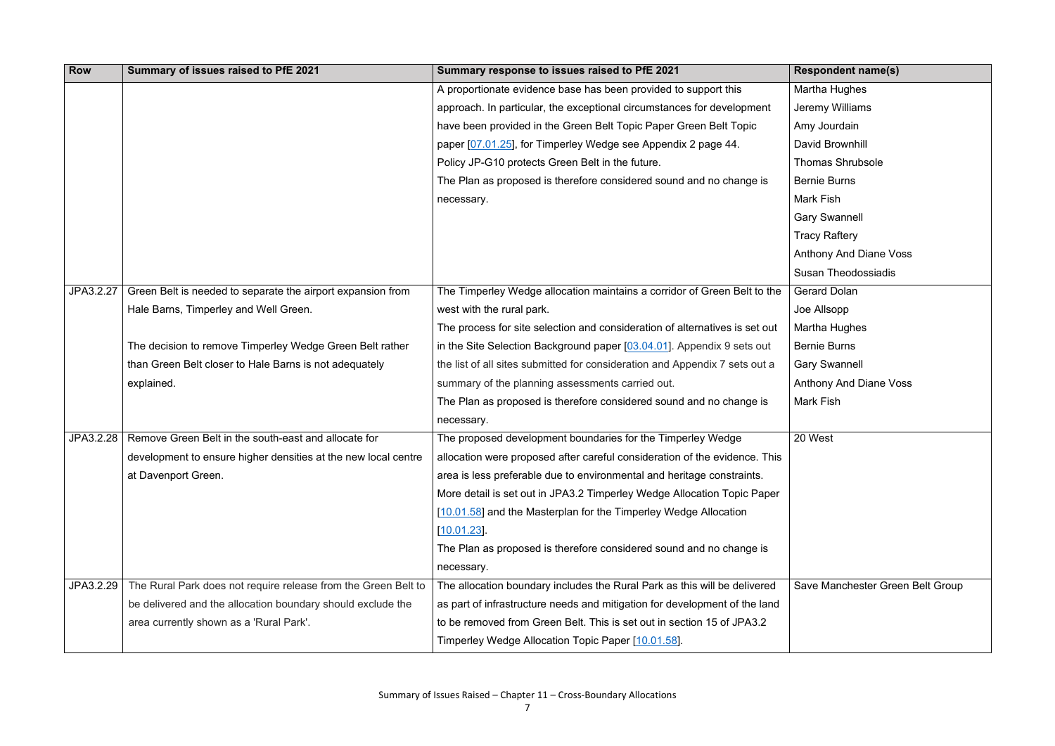| Row | Summary of issues raised to PfE 2021 | Summary response to issues raised to PfE 2021 | Respondent name(s) |
|---|---|---|---|
| | | A proportionate evidence base has been provided to support this approach. In particular, the exceptional circumstances for development have been provided in the Green Belt Topic Paper Green Belt Topic paper [07.01.25], for Timperley Wedge see Appendix 2 page 44. Policy JP-G10 protects Green Belt in the future. The Plan as proposed is therefore considered sound and no change is necessary. | Martha Hughes<br>Jeremy Williams<br>Amy Jourdain<br>David Brownhill<br>Thomas Shrubsole<br>Bernie Burns<br>Mark Fish<br>Gary Swannell<br>Tracy Raftery<br>Anthony And Diane Voss<br>Susan Theodossiadis |
| JPA3.2.27 | Green Belt is needed to separate the airport expansion from Hale Barns, Timperley and Well Green.<br><br>The decision to remove Timperley Wedge Green Belt rather than Green Belt closer to Hale Barns is not adequately explained. | The Timperley Wedge allocation maintains a corridor of Green Belt to the west with the rural park. The process for site selection and consideration of alternatives is set out in the Site Selection Background paper [03.04.01]. Appendix 9 sets out the list of all sites submitted for consideration and Appendix 7 sets out a summary of the planning assessments carried out. The Plan as proposed is therefore considered sound and no change is necessary. | Gerard Dolan<br>Joe Allsopp<br>Martha Hughes<br>Bernie Burns<br>Gary Swannell<br>Anthony And Diane Voss<br>Mark Fish |
| JPA3.2.28 | Remove Green Belt in the south-east and allocate for development to ensure higher densities at the new local centre at Davenport Green. | The proposed development boundaries for the Timperley Wedge allocation were proposed after careful consideration of the evidence. This area is less preferable due to environmental and heritage constraints. More detail is set out in JPA3.2 Timperley Wedge Allocation Topic Paper [10.01.58] and the Masterplan for the Timperley Wedge Allocation [10.01.23]. The Plan as proposed is therefore considered sound and no change is necessary. | 20 West |
| JPA3.2.29 | The Rural Park does not require release from the Green Belt to be delivered and the allocation boundary should exclude the area currently shown as a 'Rural Park'. | The allocation boundary includes the Rural Park as this will be delivered as part of infrastructure needs and mitigation for development of the land to be removed from Green Belt. This is set out in section 15 of JPA3.2 Timperley Wedge Allocation Topic Paper [10.01.58]. | Save Manchester Green Belt Group |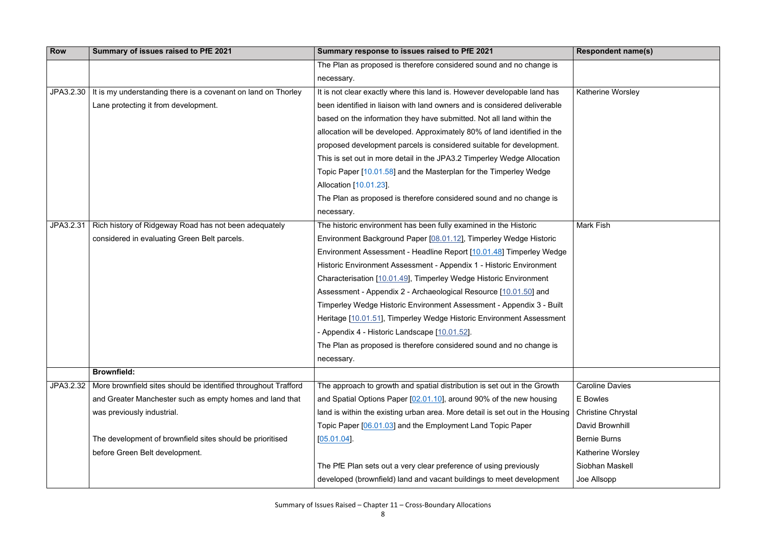| Row | Summary of issues raised to PfE 2021 | Summary response to issues raised to PfE 2021 | Respondent name(s) |
|---|---|---|---|
| | | The Plan as proposed is therefore considered sound and no change is necessary. | |
| JPA3.2.30 | It is my understanding there is a covenant on land on Thorley Lane protecting it from development. | It is not clear exactly where this land is. However developable land has been identified in liaison with land owners and is considered deliverable based on the information they have submitted. Not all land within the allocation will be developed. Approximately 80% of land identified in the proposed development parcels is considered suitable for development. This is set out in more detail in the JPA3.2 Timperley Wedge Allocation Topic Paper [10.01.58] and the Masterplan for the Timperley Wedge Allocation [10.01.23].<br>The Plan as proposed is therefore considered sound and no change is necessary. | Katherine Worsley |
| JPA3.2.31 | Rich history of Ridgeway Road has not been adequately considered in evaluating Green Belt parcels. | The historic environment has been fully examined in the Historic Environment Background Paper [08.01.12], Timperley Wedge Historic Environment Assessment - Headline Report [10.01.48] Timperley Wedge Historic Environment Assessment - Appendix 1 - Historic Environment Characterisation [10.01.49], Timperley Wedge Historic Environment Assessment - Appendix 2 - Archaeological Resource [10.01.50] and Timperley Wedge Historic Environment Assessment - Appendix 3 - Built Heritage [10.01.51], Timperley Wedge Historic Environment Assessment - Appendix 4 - Historic Landscape [10.01.52].<br>The Plan as proposed is therefore considered sound and no change is necessary. | Mark Fish |
| | **Brownfield:** | | |
| JPA3.2.32 | More brownfield sites should be identified throughout Trafford and Greater Manchester such as empty homes and land that was previously industrial.<br><br>The development of brownfield sites should be prioritised before Green Belt development. | The approach to growth and spatial distribution is set out in the Growth and Spatial Options Paper [02.01.10], around 90% of the new housing land is within the existing urban area. More detail is set out in the Housing Topic Paper [06.01.03] and the Employment Land Topic Paper [05.01.04].<br><br>The PfE Plan sets out a very clear preference of using previously developed (brownfield) land and vacant buildings to meet development | Caroline Davies<br>E Bowles<br>Christine Chrystal<br>David Brownhill<br>Bernie Burns<br>Katherine Worsley<br>Siobhan Maskell<br>Joe Allsopp |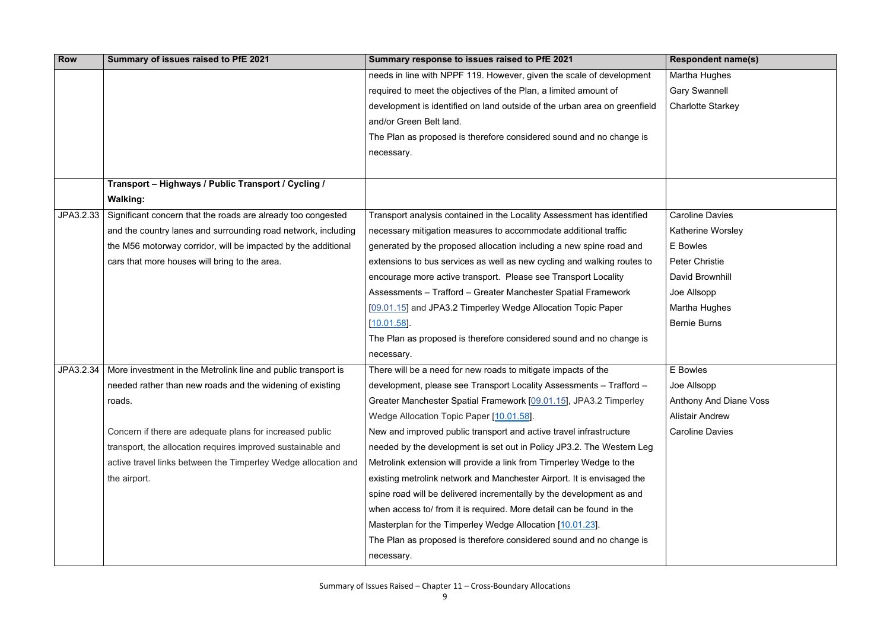| Row | Summary of issues raised to PfE 2021 | Summary response to issues raised to PfE 2021 | Respondent name(s) |
|---|---|---|---|
| | | needs in line with NPPF 119. However, given the scale of development required to meet the objectives of the Plan, a limited amount of development is identified on land outside of the urban area on greenfield and/or Green Belt land.<br>The Plan as proposed is therefore considered sound and no change is necessary. | Martha Hughes<br>Gary Swannell<br>Charlotte Starkey |
| | **Transport – Highways / Public Transport / Cycling / Walking:** | | |
| JPA3.2.33 | Significant concern that the roads are already too congested and the country lanes and surrounding road network, including the M56 motorway corridor, will be impacted by the additional cars that more houses will bring to the area. | Transport analysis contained in the Locality Assessment has identified necessary mitigation measures to accommodate additional traffic generated by the proposed allocation including a new spine road and extensions to bus services as well as new cycling and walking routes to encourage more active transport. Please see Transport Locality Assessments – Trafford – Greater Manchester Spatial Framework [09.01.15] and JPA3.2 Timperley Wedge Allocation Topic Paper [10.01.58].<br>The Plan as proposed is therefore considered sound and no change is necessary. | Caroline Davies<br>Katherine Worsley<br>E Bowles<br>Peter Christie<br>David Brownhill<br>Joe Allsopp<br>Martha Hughes<br>Bernie Burns |
| JPA3.2.34 | More investment in the Metrolink line and public transport is needed rather than new roads and the widening of existing roads.<br><br>Concern if there are adequate plans for increased public transport, the allocation requires improved sustainable and active travel links between the Timperley Wedge allocation and the airport. | There will be a need for new roads to mitigate impacts of the development, please see Transport Locality Assessments – Trafford – Greater Manchester Spatial Framework [09.01.15], JPA3.2 Timperley Wedge Allocation Topic Paper [10.01.58].<br>New and improved public transport and active travel infrastructure needed by the development is set out in Policy JP3.2. The Western Leg Metrolink extension will provide a link from Timperley Wedge to the existing metrolink network and Manchester Airport. It is envisaged the spine road will be delivered incrementally by the development as and when access to/ from it is required. More detail can be found in the Masterplan for the Timperley Wedge Allocation [10.01.23].<br>The Plan as proposed is therefore considered sound and no change is necessary. | E Bowles<br>Joe Allsopp<br>Anthony And Diane Voss<br>Alistair Andrew<br>Caroline Davies |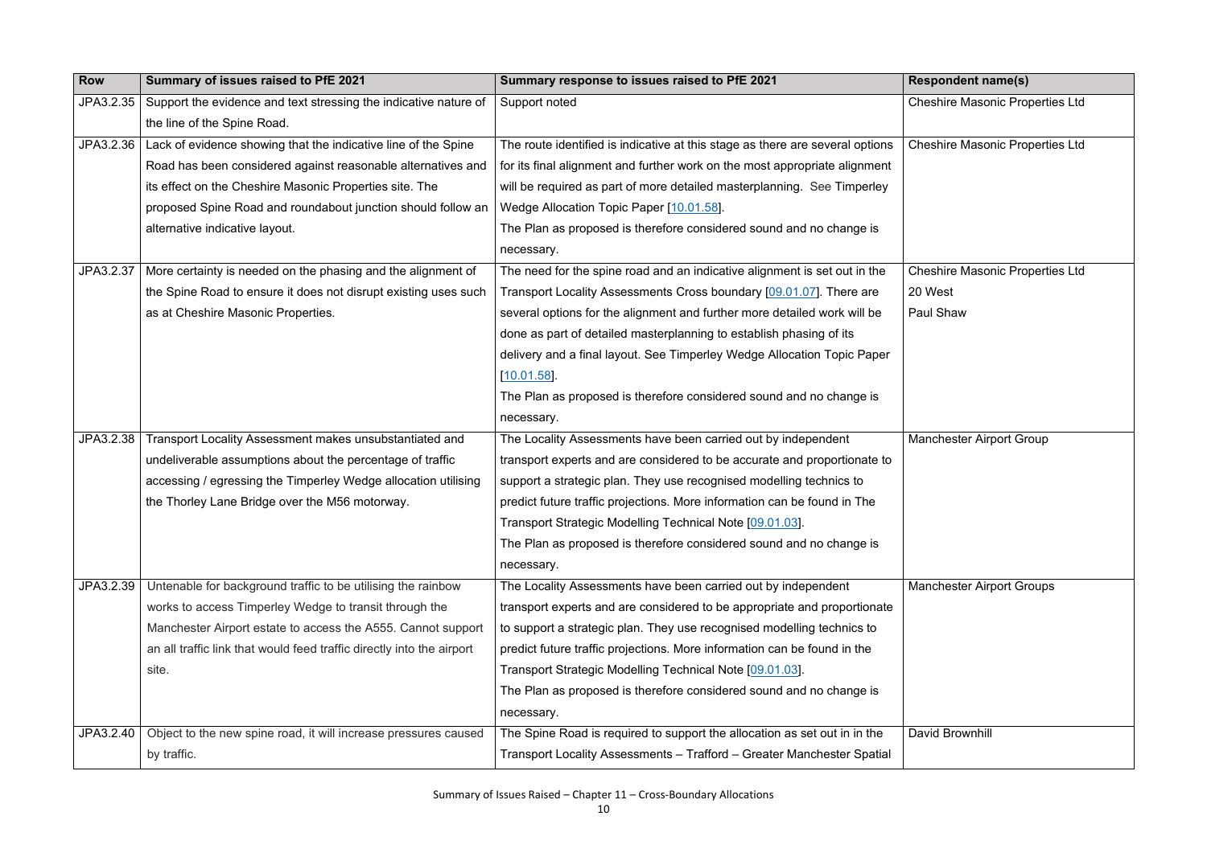| Row | Summary of issues raised to PfE 2021 | Summary response to issues raised to PfE 2021 | Respondent name(s) |
|---|---|---|---|
| JPA3.2.35 | Support the evidence and text stressing the indicative nature of the line of the Spine Road. | Support noted | Cheshire Masonic Properties Ltd |
| JPA3.2.36 | Lack of evidence showing that the indicative line of the Spine Road has been considered against reasonable alternatives and its effect on the Cheshire Masonic Properties site. The proposed Spine Road and roundabout junction should follow an alternative indicative layout. | The route identified is indicative at this stage as there are several options for its final alignment and further work on the most appropriate alignment will be required as part of more detailed masterplanning. See Timperley Wedge Allocation Topic Paper [10.01.58].<br>The Plan as proposed is therefore considered sound and no change is necessary. | Cheshire Masonic Properties Ltd |
| JPA3.2.37 | More certainty is needed on the phasing and the alignment of the Spine Road to ensure it does not disrupt existing uses such as at Cheshire Masonic Properties. | The need for the spine road and an indicative alignment is set out in the Transport Locality Assessments Cross boundary [09.01.07]. There are several options for the alignment and further more detailed work will be done as part of detailed masterplanning to establish phasing of its delivery and a final layout. See Timperley Wedge Allocation Topic Paper [10.01.58].<br>The Plan as proposed is therefore considered sound and no change is necessary. | Cheshire Masonic Properties Ltd<br>20 West<br>Paul Shaw |
| JPA3.2.38 | Transport Locality Assessment makes unsubstantiated and undeliverable assumptions about the percentage of traffic accessing / egressing the Timperley Wedge allocation utilising the Thorley Lane Bridge over the M56 motorway. | The Locality Assessments have been carried out by independent transport experts and are considered to be accurate and proportionate to support a strategic plan. They use recognised modelling technics to predict future traffic projections. More information can be found in The Transport Strategic Modelling Technical Note [09.01.03].<br>The Plan as proposed is therefore considered sound and no change is necessary. | Manchester Airport Group |
| JPA3.2.39 | Untenable for background traffic to be utilising the rainbow works to access Timperley Wedge to transit through the Manchester Airport estate to access the A555. Cannot support an all traffic link that would feed traffic directly into the airport site. | The Locality Assessments have been carried out by independent transport experts and are considered to be appropriate and proportionate to support a strategic plan. They use recognised modelling technics to predict future traffic projections. More information can be found in the Transport Strategic Modelling Technical Note [09.01.03].<br>The Plan as proposed is therefore considered sound and no change is necessary. | Manchester Airport Groups |
| JPA3.2.40 | Object to the new spine road, it will increase pressures caused by traffic. | The Spine Road is required to support the allocation as set out in in the Transport Locality Assessments – Trafford – Greater Manchester Spatial | David Brownhill |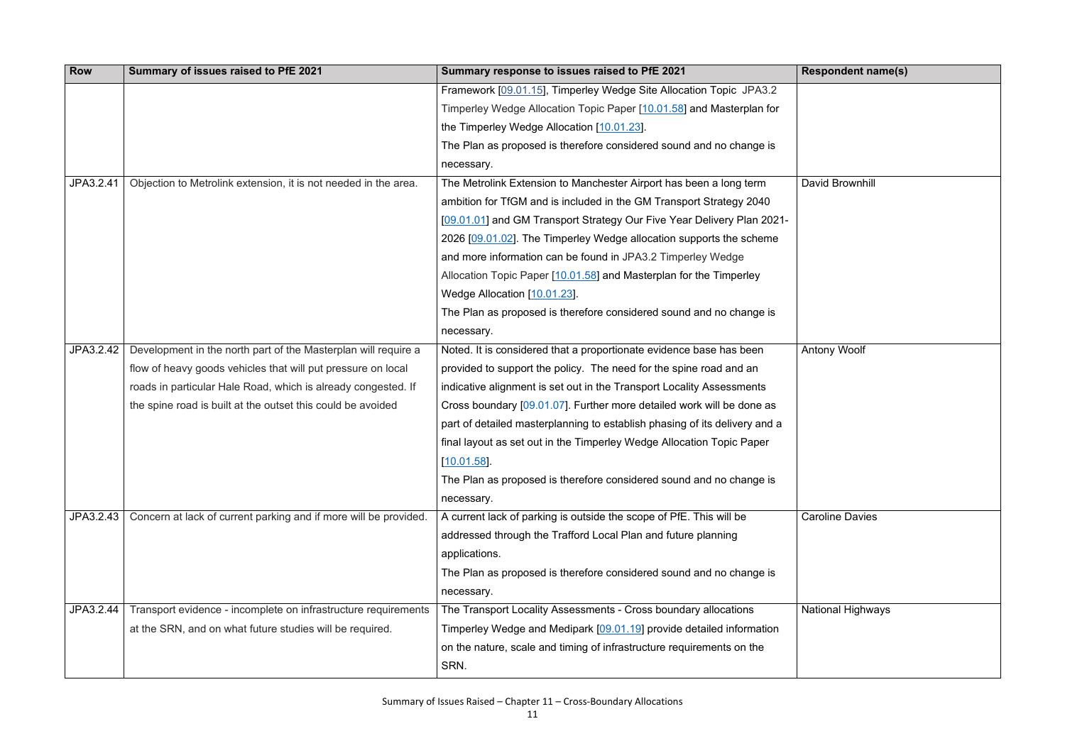| Row | Summary of issues raised to PfE 2021 | Summary response to issues raised to PfE 2021 | Respondent name(s) |
|---|---|---|---|
| | | Framework [09.01.15], Timperley Wedge Site Allocation Topic JPA3.2 Timperley Wedge Allocation Topic Paper [10.01.58] and Masterplan for the Timperley Wedge Allocation [10.01.23].<br>The Plan as proposed is therefore considered sound and no change is necessary. | |
| JPA3.2.41 | Objection to Metrolink extension, it is not needed in the area. | The Metrolink Extension to Manchester Airport has been a long term ambition for TfGM and is included in the GM Transport Strategy 2040 [09.01.01] and GM Transport Strategy Our Five Year Delivery Plan 2021-2026 [09.01.02]. The Timperley Wedge allocation supports the scheme and more information can be found in JPA3.2 Timperley Wedge Allocation Topic Paper [10.01.58] and Masterplan for the Timperley Wedge Allocation [10.01.23].<br>The Plan as proposed is therefore considered sound and no change is necessary. | David Brownhill |
| JPA3.2.42 | Development in the north part of the Masterplan will require a flow of heavy goods vehicles that will put pressure on local roads in particular Hale Road, which is already congested. If the spine road is built at the outset this could be avoided | Noted. It is considered that a proportionate evidence base has been provided to support the policy. The need for the spine road and an indicative alignment is set out in the Transport Locality Assessments Cross boundary [09.01.07]. Further more detailed work will be done as part of detailed masterplanning to establish phasing of its delivery and a final layout as set out in the Timperley Wedge Allocation Topic Paper [10.01.58].<br>The Plan as proposed is therefore considered sound and no change is necessary. | Antony Woolf |
| JPA3.2.43 | Concern at lack of current parking and if more will be provided. | A current lack of parking is outside the scope of PfE. This will be addressed through the Trafford Local Plan and future planning applications.<br>The Plan as proposed is therefore considered sound and no change is necessary. | Caroline Davies |
| JPA3.2.44 | Transport evidence - incomplete on infrastructure requirements at the SRN, and on what future studies will be required. | The Transport Locality Assessments - Cross boundary allocations Timperley Wedge and Medipark [09.01.19] provide detailed information on the nature, scale and timing of infrastructure requirements on the SRN. | National Highways |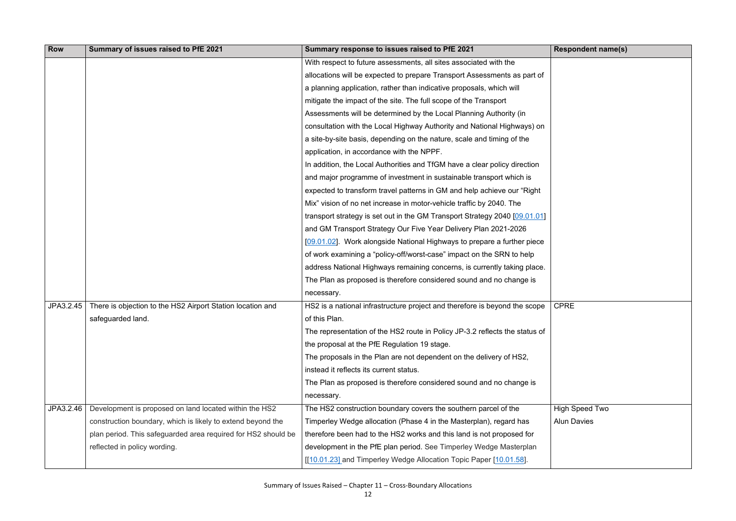| Row | Summary of issues raised to PfE 2021 | Summary response to issues raised to PfE 2021 | Respondent name(s) |
|---|---|---|---|
| | | With respect to future assessments, all sites associated with the allocations will be expected to prepare Transport Assessments as part of a planning application, rather than indicative proposals, which will mitigate the impact of the site. The full scope of the Transport Assessments will be determined by the Local Planning Authority (in consultation with the Local Highway Authority and National Highways) on a site-by-site basis, depending on the nature, scale and timing of the application, in accordance with the NPPF.<br>In addition, the Local Authorities and TfGM have a clear policy direction and major programme of investment in sustainable transport which is expected to transform travel patterns in GM and help achieve our "Right Mix" vision of no net increase in motor-vehicle traffic by 2040. The transport strategy is set out in the GM Transport Strategy 2040 [09.01.01] and GM Transport Strategy Our Five Year Delivery Plan 2021-2026 [09.01.02]. Work alongside National Highways to prepare a further piece of work examining a "policy-off/worst-case" impact on the SRN to help address National Highways remaining concerns, is currently taking place.<br>The Plan as proposed is therefore considered sound and no change is necessary. | |
| JPA3.2.45 | There is objection to the HS2 Airport Station location and safeguarded land. | HS2 is a national infrastructure project and therefore is beyond the scope of this Plan.<br>The representation of the HS2 route in Policy JP-3.2 reflects the status of the proposal at the PfE Regulation 19 stage.<br>The proposals in the Plan are not dependent on the delivery of HS2, instead it reflects its current status.<br>The Plan as proposed is therefore considered sound and no change is necessary. | CPRE |
| JPA3.2.46 | Development is proposed on land located within the HS2 construction boundary, which is likely to extend beyond the plan period. This safeguarded area required for HS2 should be reflected in policy wording. | The HS2 construction boundary covers the southern parcel of the Timperley Wedge allocation (Phase 4 in the Masterplan), regard has therefore been had to the HS2 works and this land is not proposed for development in the PfE plan period. See Timperley Wedge Masterplan [[10.01.23] and Timperley Wedge Allocation Topic Paper [10.01.58]. | High Speed Two<br>Alun Davies |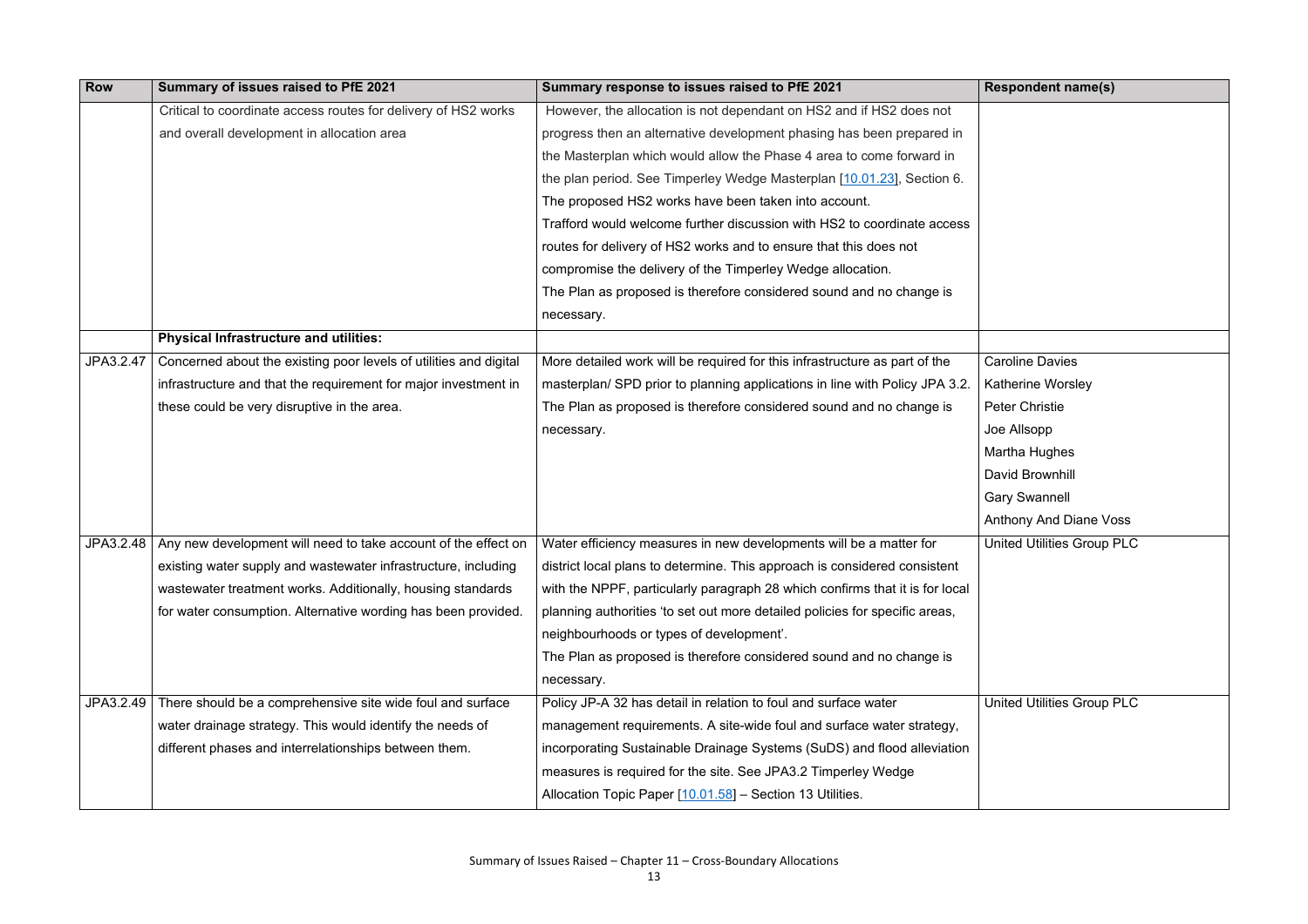| Row | Summary of issues raised to PfE 2021 | Summary response to issues raised to PfE 2021 | Respondent name(s) |
|---|---|---|---|
| | Critical to coordinate access routes for delivery of HS2 works and overall development in allocation area | However, the allocation is not dependant on HS2 and if HS2 does not progress then an alternative development phasing has been prepared in the Masterplan which would allow the Phase 4 area to come forward in the plan period. See Timperley Wedge Masterplan [10.01.23], Section 6. The proposed HS2 works have been taken into account. Trafford would welcome further discussion with HS2 to coordinate access routes for delivery of HS2 works and to ensure that this does not compromise the delivery of the Timperley Wedge allocation. The Plan as proposed is therefore considered sound and no change is necessary. | |
| | **Physical Infrastructure and utilities:** | | |
| JPA3.2.47 | Concerned about the existing poor levels of utilities and digital infrastructure and that the requirement for major investment in these could be very disruptive in the area. | More detailed work will be required for this infrastructure as part of the masterplan/ SPD prior to planning applications in line with Policy JPA 3.2. The Plan as proposed is therefore considered sound and no change is necessary. | Caroline Davies<br>Katherine Worsley<br>Peter Christie<br>Joe Allsopp<br>Martha Hughes<br>David Brownhill<br>Gary Swannell<br>Anthony And Diane Voss |
| JPA3.2.48 | Any new development will need to take account of the effect on existing water supply and wastewater infrastructure, including wastewater treatment works. Additionally, housing standards for water consumption. Alternative wording has been provided. | Water efficiency measures in new developments will be a matter for district local plans to determine. This approach is considered consistent with the NPPF, particularly paragraph 28 which confirms that it is for local planning authorities 'to set out more detailed policies for specific areas, neighbourhoods or types of development'. The Plan as proposed is therefore considered sound and no change is necessary. | United Utilities Group PLC |
| JPA3.2.49 | There should be a comprehensive site wide foul and surface water drainage strategy. This would identify the needs of different phases and interrelationships between them. | Policy JP-A 32 has detail in relation to foul and surface water management requirements. A site-wide foul and surface water strategy, incorporating Sustainable Drainage Systems (SuDS) and flood alleviation measures is required for the site. See JPA3.2 Timperley Wedge Allocation Topic Paper [10.01.58] – Section 13 Utilities. | United Utilities Group PLC |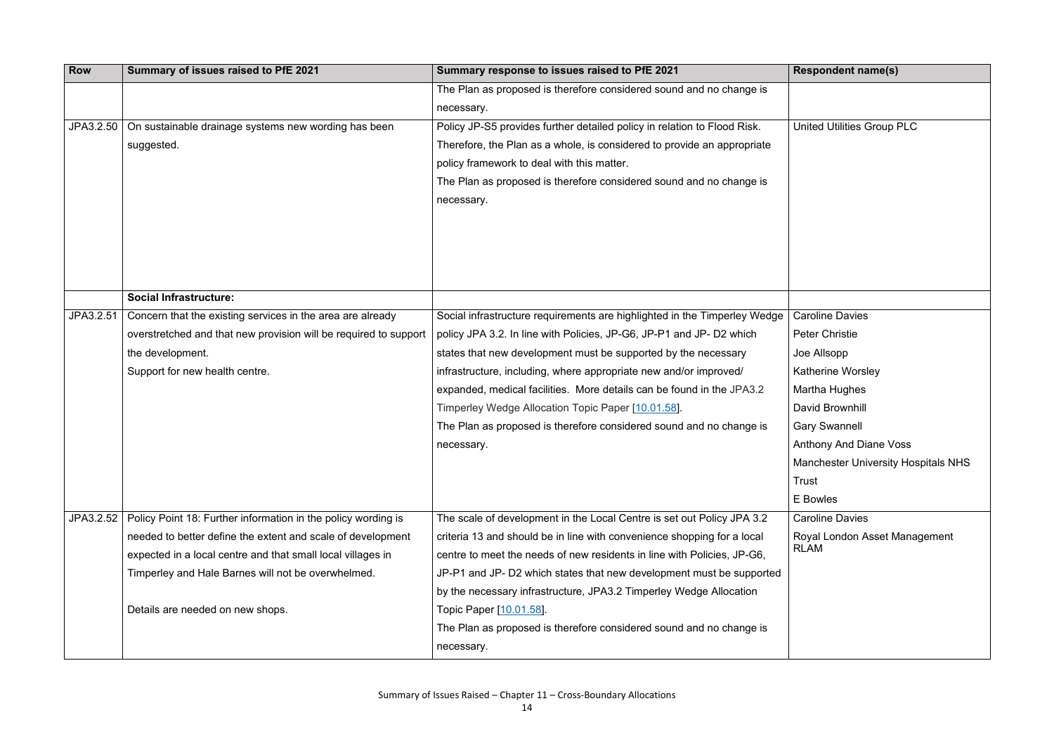| Row | Summary of issues raised to PfE 2021 | Summary response to issues raised to PfE 2021 | Respondent name(s) |
|---|---|---|---|
| | | The Plan as proposed is therefore considered sound and no change is necessary. | |
| JPA3.2.50 | On sustainable drainage systems new wording has been suggested. | Policy JP-S5 provides further detailed policy in relation to Flood Risk. Therefore, the Plan as a whole, is considered to provide an appropriate policy framework to deal with this matter.<br>The Plan as proposed is therefore considered sound and no change is necessary. | United Utilities Group PLC |
| | **Social Infrastructure:** | | |
| JPA3.2.51 | Concern that the existing services in the area are already overstretched and that new provision will be required to support the development.<br>Support for new health centre. | Social infrastructure requirements are highlighted in the Timperley Wedge policy JPA 3.2. In line with Policies, JP-G6, JP-P1 and JP- D2 which states that new development must be supported by the necessary infrastructure, including, where appropriate new and/or improved/ expanded, medical facilities. More details can be found in the JPA3.2 Timperley Wedge Allocation Topic Paper [10.01.58].<br>The Plan as proposed is therefore considered sound and no change is necessary. | Caroline Davies<br>Peter Christie<br>Joe Allsopp<br>Katherine Worsley<br>Martha Hughes<br>David Brownhill<br>Gary Swannell<br>Anthony And Diane Voss<br>Manchester University Hospitals NHS Trust<br>E Bowles |
| JPA3.2.52 | Policy Point 18: Further information in the policy wording is needed to better define the extent and scale of development expected in a local centre and that small local villages in Timperley and Hale Barnes will not be overwhelmed.<br><br>Details are needed on new shops. | The scale of development in the Local Centre is set out Policy JPA 3.2 criteria 13 and should be in line with convenience shopping for a local centre to meet the needs of new residents in line with Policies, JP-G6, JP-P1 and JP- D2 which states that new development must be supported by the necessary infrastructure, JPA3.2 Timperley Wedge Allocation Topic Paper [10.01.58].<br>The Plan as proposed is therefore considered sound and no change is necessary. | Caroline Davies<br>Royal London Asset Management RLAM |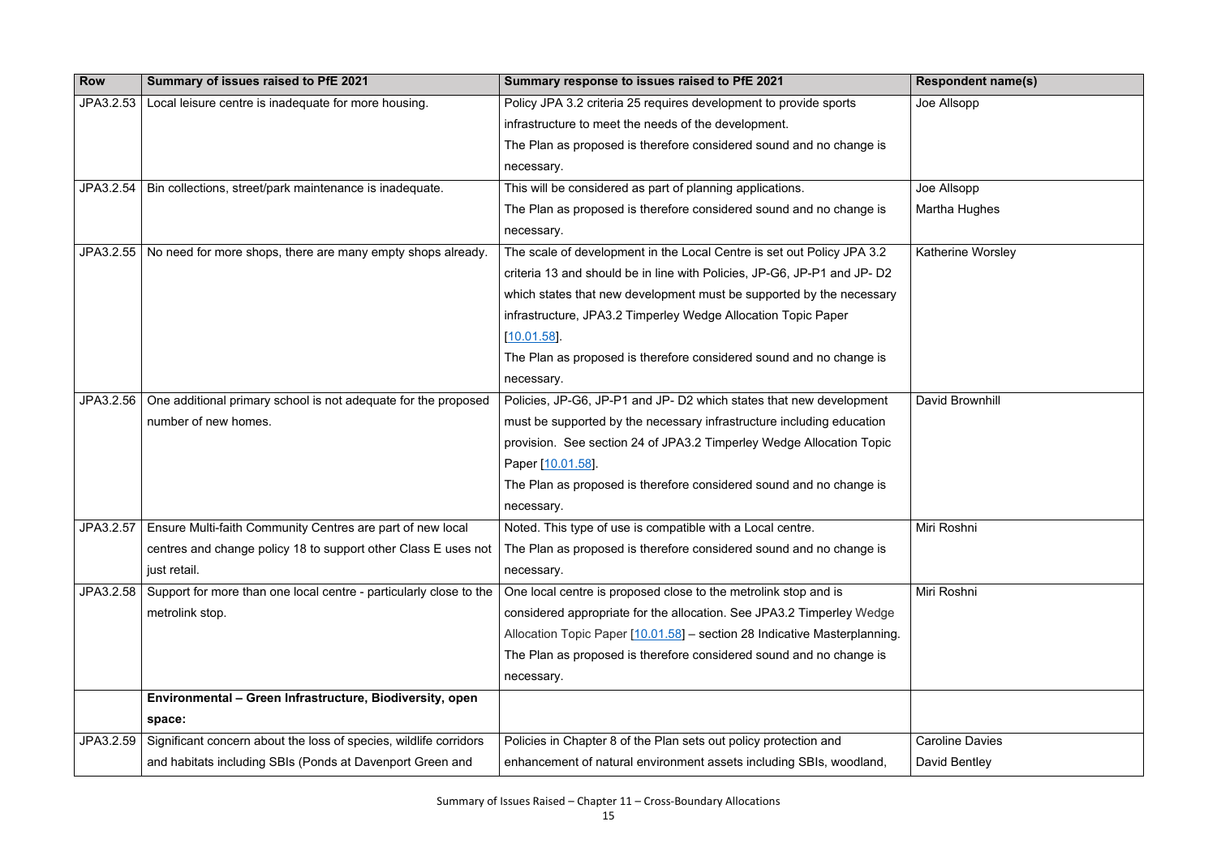| Row | Summary of issues raised to PfE 2021 | Summary response to issues raised to PfE 2021 | Respondent name(s) |
|---|---|---|---|
| JPA3.2.53 | Local leisure centre is inadequate for more housing. | Policy JPA 3.2 criteria 25 requires development to provide sports infrastructure to meet the needs of the development. The Plan as proposed is therefore considered sound and no change is necessary. | Joe Allsopp |
| JPA3.2.54 | Bin collections, street/park maintenance is inadequate. | This will be considered as part of planning applications. The Plan as proposed is therefore considered sound and no change is necessary. | Joe Allsopp Martha Hughes |
| JPA3.2.55 | No need for more shops, there are many empty shops already. | The scale of development in the Local Centre is set out Policy JPA 3.2 criteria 13 and should be in line with Policies, JP-G6, JP-P1 and JP- D2 which states that new development must be supported by the necessary infrastructure, JPA3.2 Timperley Wedge Allocation Topic Paper [10.01.58]. The Plan as proposed is therefore considered sound and no change is necessary. | Katherine Worsley |
| JPA3.2.56 | One additional primary school is not adequate for the proposed number of new homes. | Policies, JP-G6, JP-P1 and JP- D2 which states that new development must be supported by the necessary infrastructure including education provision. See section 24 of JPA3.2 Timperley Wedge Allocation Topic Paper [10.01.58]. The Plan as proposed is therefore considered sound and no change is necessary. | David Brownhill |
| JPA3.2.57 | Ensure Multi-faith Community Centres are part of new local centres and change policy 18 to support other Class E uses not just retail. | Noted. This type of use is compatible with a Local centre. The Plan as proposed is therefore considered sound and no change is necessary. | Miri Roshni |
| JPA3.2.58 | Support for more than one local centre - particularly close to the metrolink stop. | One local centre is proposed close to the metrolink stop and is considered appropriate for the allocation. See JPA3.2 Timperley Wedge Allocation Topic Paper [10.01.58] – section 28 Indicative Masterplanning. The Plan as proposed is therefore considered sound and no change is necessary. | Miri Roshni |
| | **Environmental – Green Infrastructure, Biodiversity, open space:** | | |
| JPA3.2.59 | Significant concern about the loss of species, wildlife corridors and habitats including SBIs (Ponds at Davenport Green and | Policies in Chapter 8 of the Plan sets out policy protection and enhancement of natural environment assets including SBIs, woodland, | Caroline Davies David Bentley |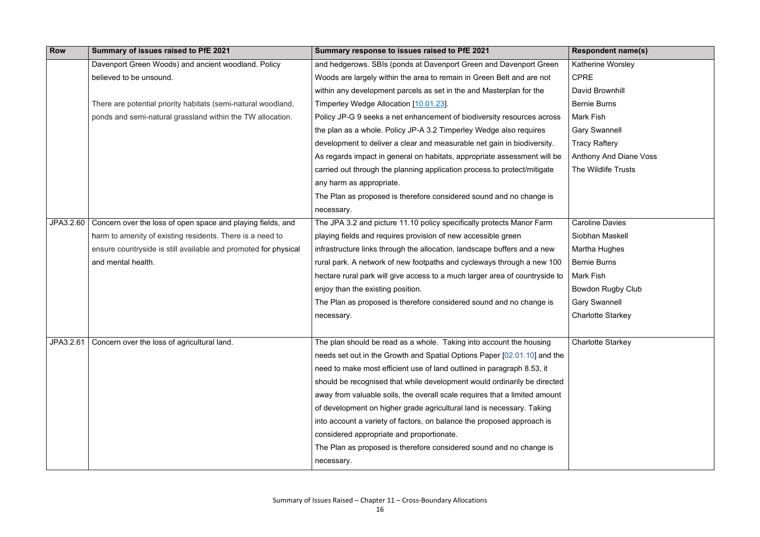| Row | Summary of issues raised to PfE 2021 | Summary response to issues raised to PfE 2021 | Respondent name(s) |
|---|---|---|---|
| | Davenport Green Woods) and ancient woodland. Policy believed to be unsound.<br><br>There are potential priority habitats (semi-natural woodland, ponds and semi-natural grassland within the TW allocation. | and hedgerows. SBIs (ponds at Davenport Green and Davenport Green Woods are largely within the area to remain in Green Belt and are not within any development parcels as set in the and Masterplan for the Timperley Wedge Allocation [10.01.23].<br>Policy JP-G 9 seeks a net enhancement of biodiversity resources across the plan as a whole. Policy JP-A 3.2 Timperley Wedge also requires development to deliver a clear and measurable net gain in biodiversity. As regards impact in general on habitats, appropriate assessment will be carried out through the planning application process.to protect/mitigate any harm as appropriate.<br>The Plan as proposed is therefore considered sound and no change is necessary. | Katherine Worsley<br>CPRE<br>David Brownhill<br>Bernie Burns<br>Mark Fish<br>Gary Swannell<br>Tracy Raftery<br>Anthony And Diane Voss<br>The Wildlife Trusts |
| JPA3.2.60 | Concern over the loss of open space and playing fields, and harm to amenity of existing residents. There is a need to ensure countryside is still available and promoted for physical and mental health. | The JPA 3.2 and picture 11.10 policy specifically protects Manor Farm playing fields and requires provision of new accessible green infrastructure links through the allocation, landscape buffers and a new rural park. A network of new footpaths and cycleways through a new 100 hectare rural park will give access to a much larger area of countryside to enjoy than the existing position.<br>The Plan as proposed is therefore considered sound and no change is necessary. | Caroline Davies<br>Siobhan Maskell<br>Martha Hughes<br>Bernie Burns<br>Mark Fish<br>Bowdon Rugby Club<br>Gary Swannell<br>Charlotte Starkey |
| JPA3.2.61 | Concern over the loss of agricultural land. | The plan should be read as a whole. Taking into account the housing needs set out in the Growth and Spatial Options Paper [02.01.10] and the need to make most efficient use of land outlined in paragraph 8.53, it should be recognised that while development would ordinarily be directed away from valuable soils, the overall scale requires that a limited amount of development on higher grade agricultural land is necessary. Taking into account a variety of factors, on balance the proposed approach is considered appropriate and proportionate.<br>The Plan as proposed is therefore considered sound and no change is necessary. | Charlotte Starkey |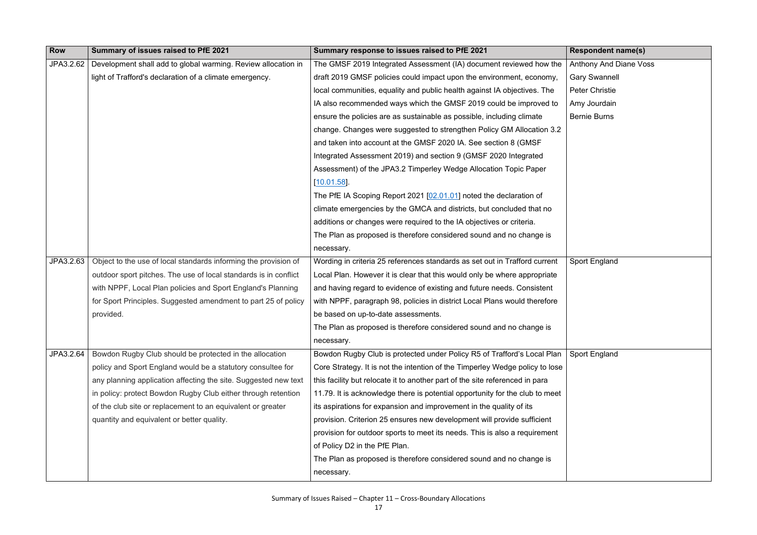| Row | Summary of issues raised to PfE 2021 | Summary response to issues raised to PfE 2021 | Respondent name(s) |
|---|---|---|---|
| JPA3.2.62 | Development shall add to global warming. Review allocation in light of Trafford's declaration of a climate emergency. | The GMSF 2019 Integrated Assessment (IA) document reviewed how the draft 2019 GMSF policies could impact upon the environment, economy, local communities, equality and public health against IA objectives. The IA also recommended ways which the GMSF 2019 could be improved to ensure the policies are as sustainable as possible, including climate change. Changes were suggested to strengthen Policy GM Allocation 3.2 and taken into account at the GMSF 2020 IA. See section 8 (GMSF Integrated Assessment 2019) and section 9 (GMSF 2020 Integrated Assessment) of the JPA3.2 Timperley Wedge Allocation Topic Paper [10.01.58].<br>The PfE IA Scoping Report 2021 [02.01.01] noted the declaration of climate emergencies by the GMCA and districts, but concluded that no additions or changes were required to the IA objectives or criteria.<br>The Plan as proposed is therefore considered sound and no change is necessary. | Anthony And Diane Voss<br>Gary Swannell<br>Peter Christie<br>Amy Jourdain<br>Bernie Burns |
| JPA3.2.63 | Object to the use of local standards informing the provision of outdoor sport pitches. The use of local standards is in conflict with NPPF, Local Plan policies and Sport England's Planning for Sport Principles. Suggested amendment to part 25 of policy provided. | Wording in criteria 25 references standards as set out in Trafford current Local Plan. However it is clear that this would only be where appropriate and having regard to evidence of existing and future needs. Consistent with NPPF, paragraph 98, policies in district Local Plans would therefore be based on up-to-date assessments.<br>The Plan as proposed is therefore considered sound and no change is necessary. | Sport England |
| JPA3.2.64 | Bowdon Rugby Club should be protected in the allocation policy and Sport England would be a statutory consultee for any planning application affecting the site. Suggested new text in policy: protect Bowdon Rugby Club either through retention of the club site or replacement to an equivalent or greater quantity and equivalent or better quality. | Bowdon Rugby Club is protected under Policy R5 of Trafford's Local Plan Core Strategy. It is not the intention of the Timperley Wedge policy to lose this facility but relocate it to another part of the site referenced in para 11.79. It is acknowledge there is potential opportunity for the club to meet its aspirations for expansion and improvement in the quality of its provision. Criterion 25 ensures new development will provide sufficient provision for outdoor sports to meet its needs. This is also a requirement of Policy D2 in the PfE Plan.<br>The Plan as proposed is therefore considered sound and no change is necessary. | Sport England |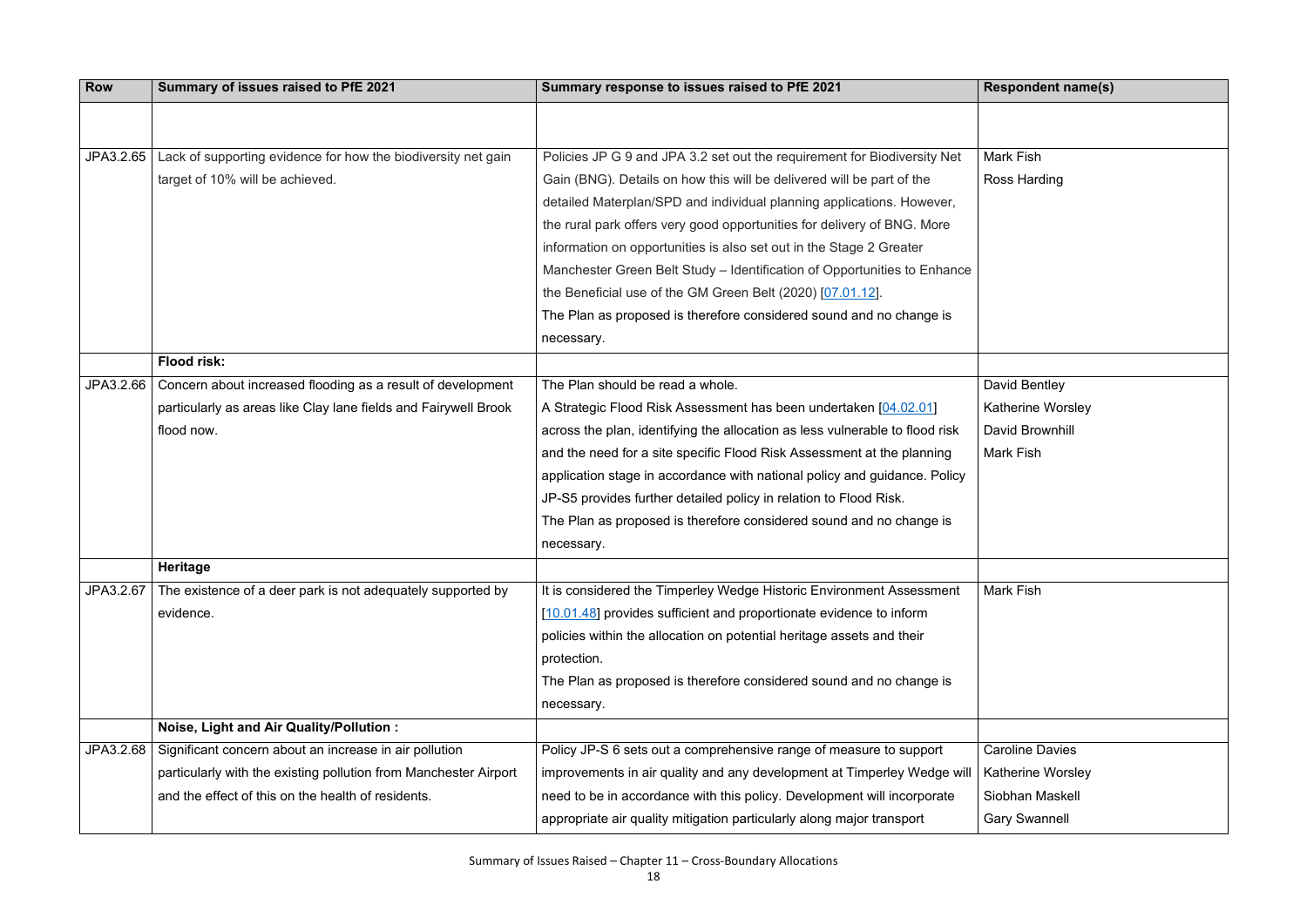| Row | Summary of issues raised to PfE 2021 | Summary response to issues raised to PfE 2021 | Respondent name(s) |
|---|---|---|---|
| | | | |
| JPA3.2.65 | Lack of supporting evidence for how the biodiversity net gain target of 10% will be achieved. | Policies JP G 9 and JPA 3.2 set out the requirement for Biodiversity Net Gain (BNG). Details on how this will be delivered will be part of the detailed Materplan/SPD and individual planning applications. However, the rural park offers very good opportunities for delivery of BNG. More information on opportunities is also set out in the Stage 2 Greater Manchester Green Belt Study – Identification of Opportunities to Enhance the Beneficial use of the GM Green Belt (2020) [07.01.12]. The Plan as proposed is therefore considered sound and no change is necessary. | Mark Fish<br>Ross Harding |
| | **Flood risk:** | | |
| JPA3.2.66 | Concern about increased flooding as a result of development particularly as areas like Clay lane fields and Fairywell Brook flood now. | The Plan should be read a whole.<br>A Strategic Flood Risk Assessment has been undertaken [04.02.01] across the plan, identifying the allocation as less vulnerable to flood risk and the need for a site specific Flood Risk Assessment at the planning application stage in accordance with national policy and guidance. Policy JP-S5 provides further detailed policy in relation to Flood Risk.<br>The Plan as proposed is therefore considered sound and no change is necessary. | David Bentley<br>Katherine Worsley<br>David Brownhill<br>Mark Fish |
| | **Heritage** | | |
| JPA3.2.67 | The existence of a deer park is not adequately supported by evidence. | It is considered the Timperley Wedge Historic Environment Assessment [10.01.48] provides sufficient and proportionate evidence to inform policies within the allocation on potential heritage assets and their protection.<br>The Plan as proposed is therefore considered sound and no change is necessary. | Mark Fish |
| | **Noise, Light and Air Quality/Pollution :** | | |
| JPA3.2.68 | Significant concern about an increase in air pollution particularly with the existing pollution from Manchester Airport and the effect of this on the health of residents. | Policy JP-S 6 sets out a comprehensive range of measure to support improvements in air quality and any development at Timperley Wedge will need to be in accordance with this policy. Development will incorporate appropriate air quality mitigation particularly along major transport | Caroline Davies<br>Katherine Worsley<br>Siobhan Maskell<br>Gary Swannell |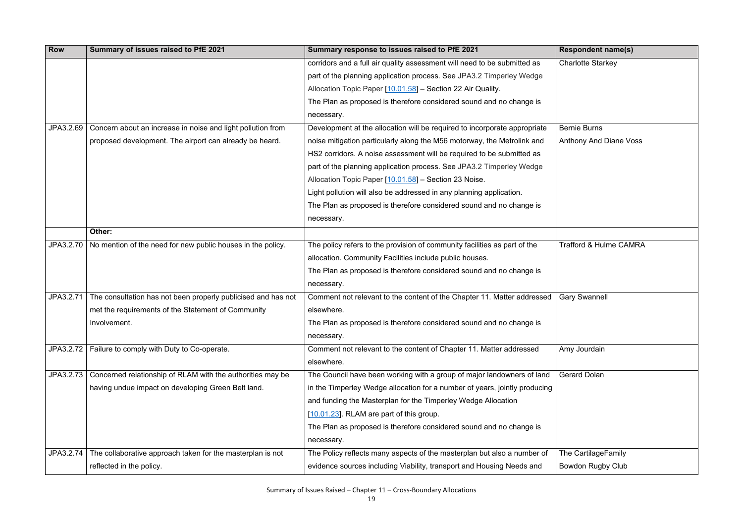| Row | Summary of issues raised to PfE 2021 | Summary response to issues raised to PfE 2021 | Respondent name(s) |
|---|---|---|---|
| | | corridors and a full air quality assessment will need to be submitted as part of the planning application process. See JPA3.2 Timperley Wedge Allocation Topic Paper [10.01.58] – Section 22 Air Quality. The Plan as proposed is therefore considered sound and no change is necessary. | Charlotte Starkey |
| JPA3.2.69 | Concern about an increase in noise and light pollution from proposed development. The airport can already be heard. | Development at the allocation will be required to incorporate appropriate noise mitigation particularly along the M56 motorway, the Metrolink and HS2 corridors. A noise assessment will be required to be submitted as part of the planning application process. See JPA3.2 Timperley Wedge Allocation Topic Paper [10.01.58] – Section 23 Noise. Light pollution will also be addressed in any planning application. The Plan as proposed is therefore considered sound and no change is necessary. | Bernie Burns<br>Anthony And Diane Voss |
| | **Other:** | | |
| JPA3.2.70 | No mention of the need for new public houses in the policy. | The policy refers to the provision of community facilities as part of the allocation. Community Facilities include public houses. The Plan as proposed is therefore considered sound and no change is necessary. | Trafford & Hulme CAMRA |
| JPA3.2.71 | The consultation has not been properly publicised and has not met the requirements of the Statement of Community Involvement. | Comment not relevant to the content of the Chapter 11. Matter addressed elsewhere. The Plan as proposed is therefore considered sound and no change is necessary. | Gary Swannell |
| JPA3.2.72 | Failure to comply with Duty to Co-operate. | Comment not relevant to the content of Chapter 11. Matter addressed elsewhere. | Amy Jourdain |
| JPA3.2.73 | Concerned relationship of RLAM with the authorities may be having undue impact on developing Green Belt land. | The Council have been working with a group of major landowners of land in the Timperley Wedge allocation for a number of years, jointly producing and funding the Masterplan for the Timperley Wedge Allocation [10.01.23]. RLAM are part of this group. The Plan as proposed is therefore considered sound and no change is necessary. | Gerard Dolan |
| JPA3.2.74 | The collaborative approach taken for the masterplan is not reflected in the policy. | The Policy reflects many aspects of the masterplan but also a number of evidence sources including Viability, transport and Housing Needs and | The CartilageFamily<br>Bowdon Rugby Club |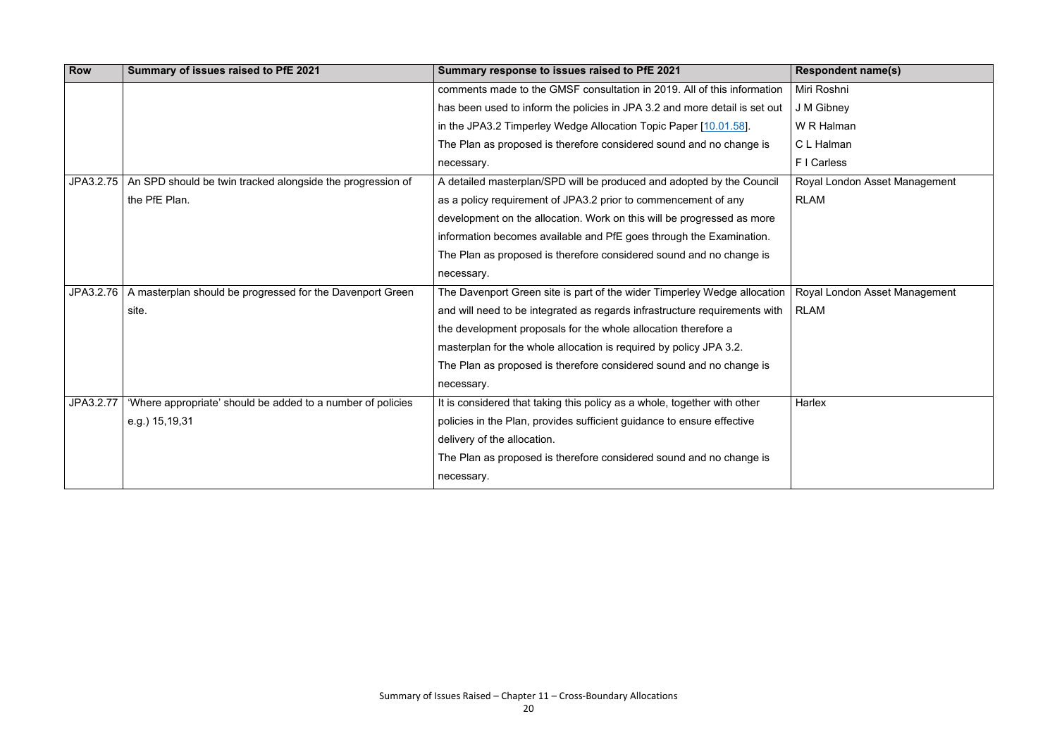| Row | Summary of issues raised to PfE 2021 | Summary response to issues raised to PfE 2021 | Respondent name(s) |
|---|---|---|---|
| | | comments made to the GMSF consultation in 2019. All of this information has been used to inform the policies in JPA 3.2 and more detail is set out in the JPA3.2 Timperley Wedge Allocation Topic Paper [10.01.58]. The Plan as proposed is therefore considered sound and no change is necessary. | Miri Roshni<br>J M Gibney<br>W R Halman<br>C L Halman<br>F I Carless |
| JPA3.2.75 | An SPD should be twin tracked alongside the progression of the PfE Plan. | A detailed masterplan/SPD will be produced and adopted by the Council as a policy requirement of JPA3.2 prior to commencement of any development on the allocation. Work on this will be progressed as more information becomes available and PfE goes through the Examination. The Plan as proposed is therefore considered sound and no change is necessary. | Royal London Asset Management RLAM |
| JPA3.2.76 | A masterplan should be progressed for the Davenport Green site. | The Davenport Green site is part of the wider Timperley Wedge allocation and will need to be integrated as regards infrastructure requirements with the development proposals for the whole allocation therefore a masterplan for the whole allocation is required by policy JPA 3.2. The Plan as proposed is therefore considered sound and no change is necessary. | Royal London Asset Management RLAM |
| JPA3.2.77 | 'Where appropriate' should be added to a number of policies e.g.) 15,19,31 | It is considered that taking this policy as a whole, together with other policies in the Plan, provides sufficient guidance to ensure effective delivery of the allocation. The Plan as proposed is therefore considered sound and no change is necessary. | Harlex |